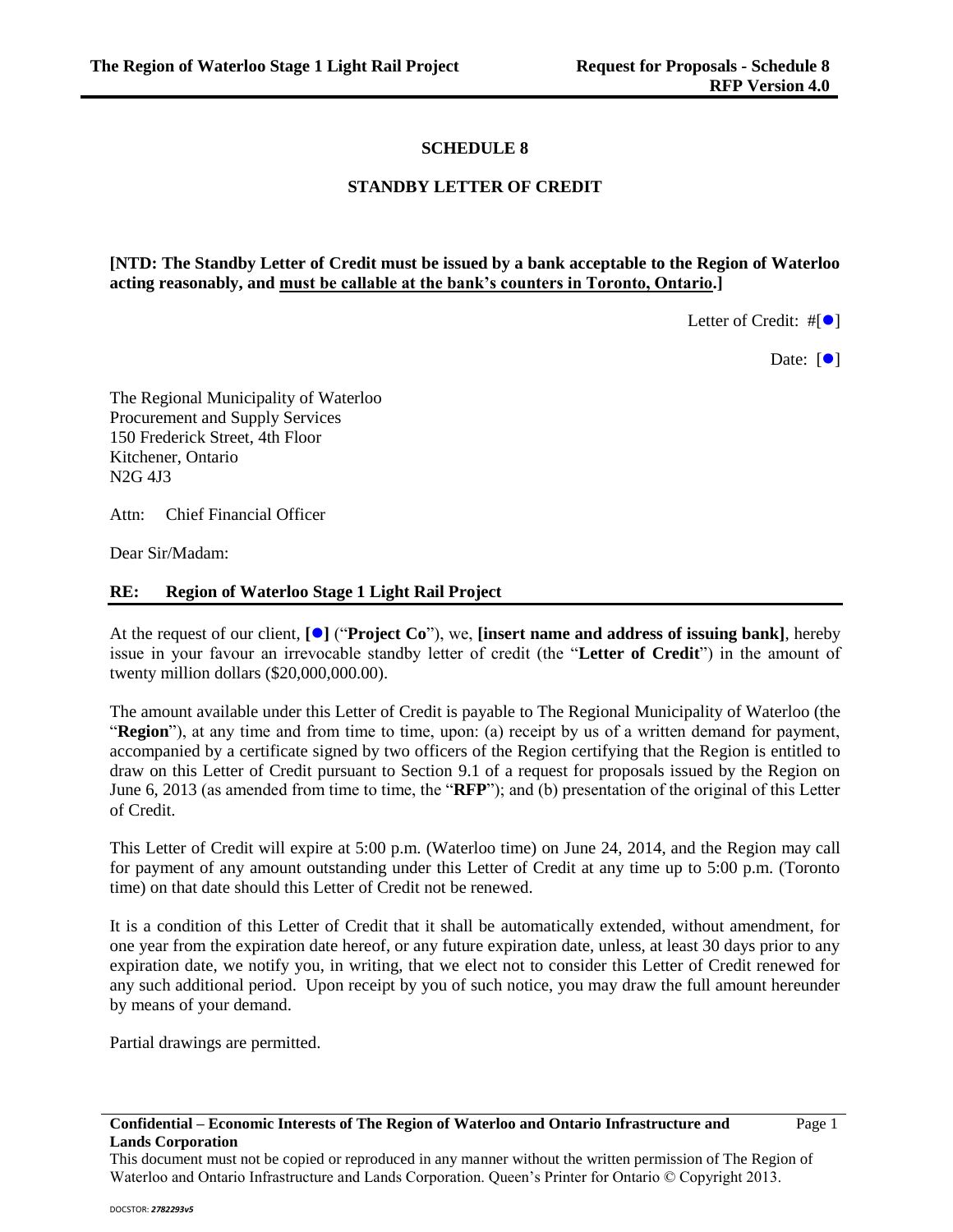# SCHEDULE 8

## STANDBY LETTER OF CREDIT

**[NTD: The Standby Letter of Credit must be issued by a bank acceptable to the Region of Waterloo acting reasonably, and must be callable at the bank's counters in Toronto, Ontario.]**

Letter of Credit: #[●]

Date: [●]

The Regional Municipality of Waterloo
Procurement and Supply Services
150 Frederick Street, 4th Floor
Kitchener, Ontario
N2G 4J3

Attn: Chief Financial Officer

Dear Sir/Madam:

**RE: Region of Waterloo Stage 1 Light Rail Project**

At the request of our client, **[●]** ("**Project Co**"), we, **[insert name and address of issuing bank]**, hereby issue in your favour an irrevocable standby letter of credit (the "**Letter of Credit**") in the amount of twenty million dollars ($20,000,000.00).

The amount available under this Letter of Credit is payable to The Regional Municipality of Waterloo (the "**Region**"), at any time and from time to time, upon: (a) receipt by us of a written demand for payment, accompanied by a certificate signed by two officers of the Region certifying that the Region is entitled to draw on this Letter of Credit pursuant to Section 9.1 of a request for proposals issued by the Region on June 6, 2013 (as amended from time to time, the "**RFP**"); and (b) presentation of the original of this Letter of Credit.

This Letter of Credit will expire at 5:00 p.m. (Waterloo time) on June 24, 2014, and the Region may call for payment of any amount outstanding under this Letter of Credit at any time up to 5:00 p.m. (Toronto time) on that date should this Letter of Credit not be renewed.

It is a condition of this Letter of Credit that it shall be automatically extended, without amendment, for one year from the expiration date hereof, or any future expiration date, unless, at least 30 days prior to any expiration date, we notify you, in writing, that we elect not to consider this Letter of Credit renewed for any such additional period. Upon receipt by you of such notice, you may draw the full amount hereunder by means of your demand.

Partial drawings are permitted.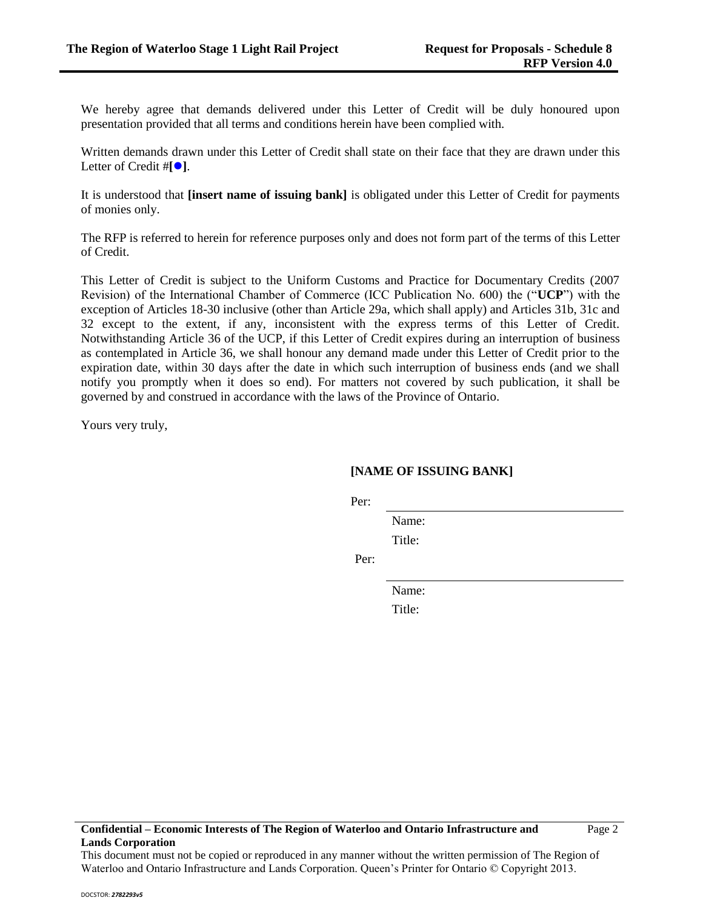We hereby agree that demands delivered under this Letter of Credit will be duly honoured upon presentation provided that all terms and conditions herein have been complied with.

Written demands drawn under this Letter of Credit shall state on their face that they are drawn under this Letter of Credit #**[●]**.

It is understood that **[insert name of issuing bank]** is obligated under this Letter of Credit for payments of monies only.

The RFP is referred to herein for reference purposes only and does not form part of the terms of this Letter of Credit.

This Letter of Credit is subject to the Uniform Customs and Practice for Documentary Credits (2007 Revision) of the International Chamber of Commerce (ICC Publication No. 600) the ("**UCP**") with the exception of Articles 18-30 inclusive (other than Article 29a, which shall apply) and Articles 31b, 31c and 32 except to the extent, if any, inconsistent with the express terms of this Letter of Credit. Notwithstanding Article 36 of the UCP, if this Letter of Credit expires during an interruption of business as contemplated in Article 36, we shall honour any demand made under this Letter of Credit prior to the expiration date, within 30 days after the date in which such interruption of business ends (and we shall notify you promptly when it does so end). For matters not covered by such publication, it shall be governed by and construed in accordance with the laws of the Province of Ontario.

Yours very truly,

**[NAME OF ISSUING BANK]**

Per: \_\_\_\_\_\_\_\_\_\_\_\_\_\_\_\_\_\_\_\_\_\_\_\_\_\_\_\_\_\_
Name:
Title:

Per: \_\_\_\_\_\_\_\_\_\_\_\_\_\_\_\_\_\_\_\_\_\_\_\_\_\_\_\_\_\_
Name:
Title:

**Confidential – Economic Interests of The Region of Waterloo and Ontario Infrastructure and Lands Corporation**

This document must not be copied or reproduced in any manner without the written permission of The Region of Waterloo and Ontario Infrastructure and Lands Corporation. Queen's Printer for Ontario © Copyright 2013.

DOCSTOR: *2782293v5*